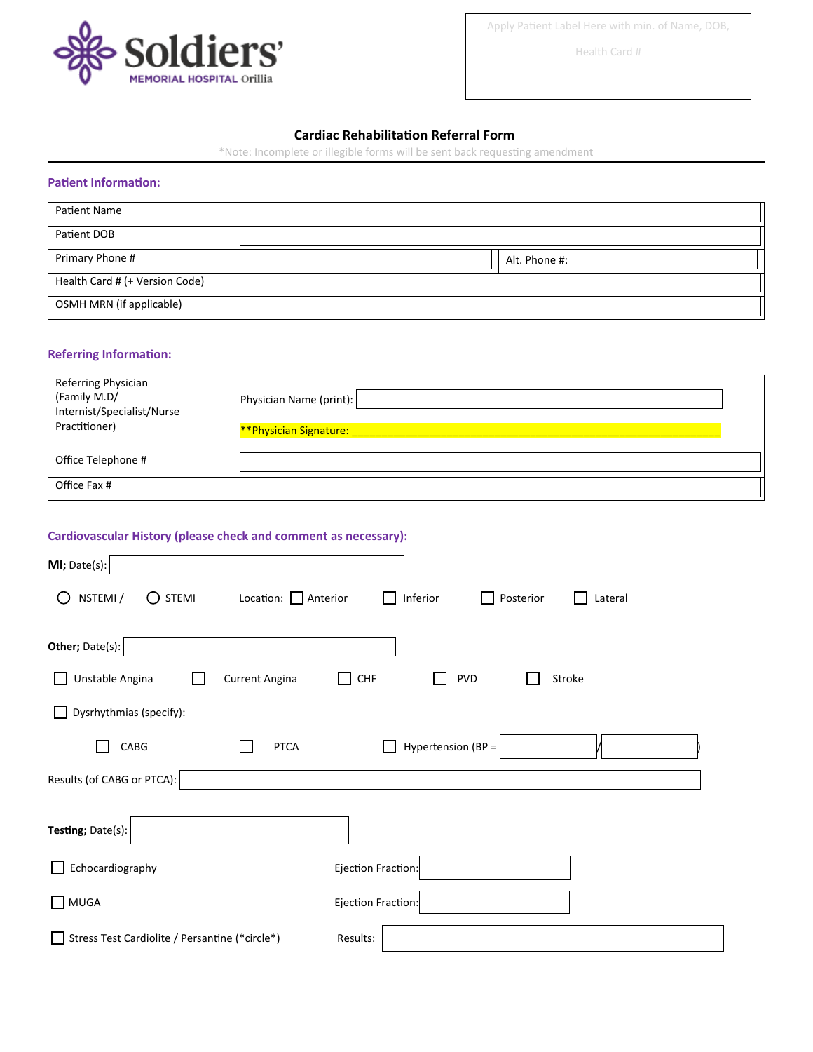Soldiers' MEMORIAL HOSPITAL Orillia

Apply Patient Label Here with min. of Name, DOB, Health Card #

# Cardiac Rehabilitation Referral Form

*Note: Incomplete or illegible forms will be sent back requesting amendment

## Patient Information:

| | |
|---|---|
| Patient Name | |
| Patient DOB | |
| Primary Phone # | Alt. Phone #: |
| Health Card # (+ Version Code) | |
| OSMH MRN (if applicable) | |

## Referring Information:

| | |
|---|---|
| Referring Physician (Family M.D/ Internist/Specialist/Nurse Practitioner) | Physician Name (print): <br> **Physician Signature: ________________________________ |
| Office Telephone # | |
| Office Fax # | |

## Cardiovascular History (please check and comment as necessary):

**MI;** Date(s): ______________

○ NSTEMI / ○ STEMI Location: ☐ Anterior ☐ Inferior ☐ Posterior ☐ Lateral

**Other;** Date(s): ______________

☐ Unstable Angina ☐ Current Angina ☐ CHF ☐ PVD ☐ Stroke

☐ Dysrhythmias (specify): ______________

☐ CABG ☐ PTCA ☐ Hypertension (BP = ______ / ______ )

Results (of CABG or PTCA): ______________

**Testing;** Date(s): ______________

☐ Echocardiography Ejection Fraction: ______________

☐ MUGA Ejection Fraction: ______________

☐ Stress Test Cardiolite / Persantine (*circle*) Results: ______________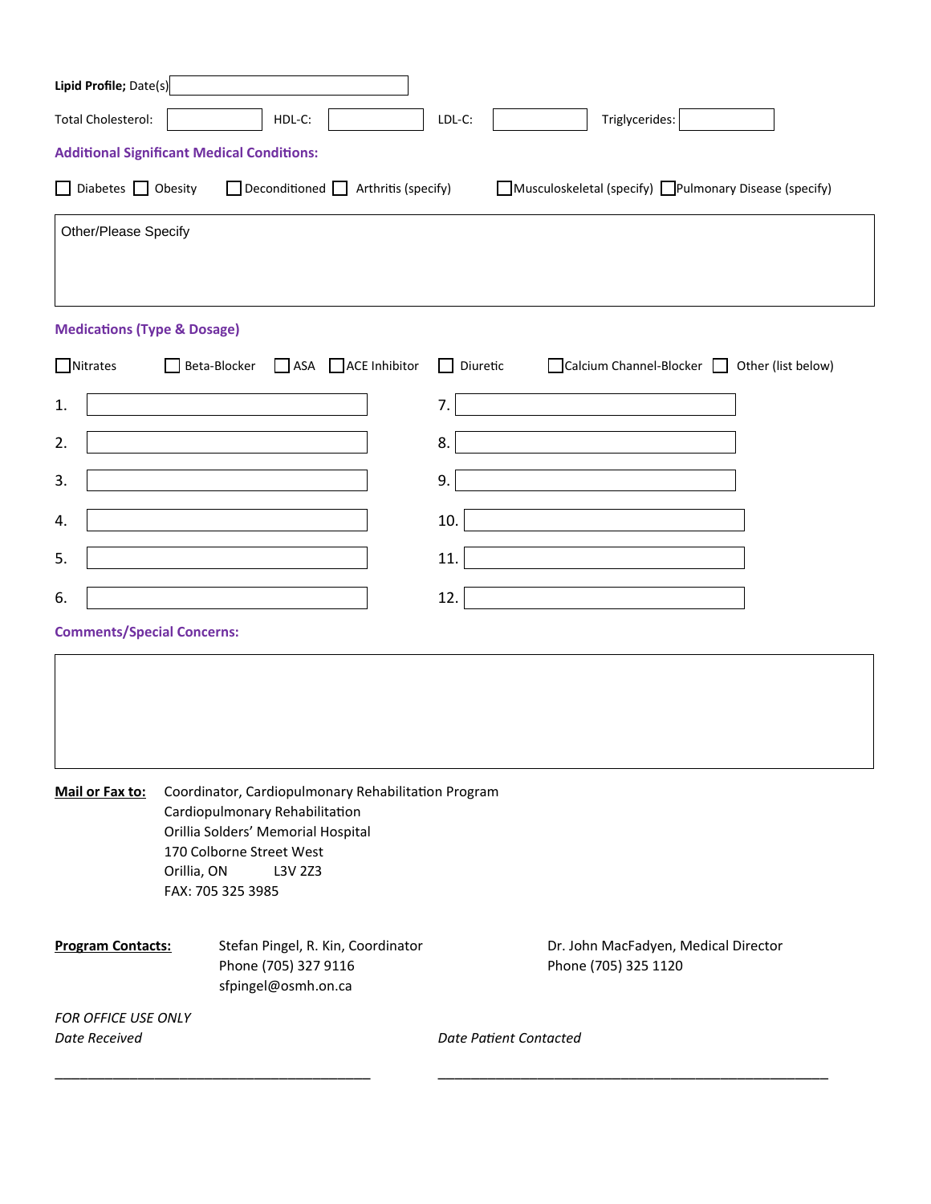**Lipid Profile;** Date(s) ____________________

Total Cholesterol: __________ HDL-C: __________ LDL-C: __________ Triglycerides: __________

**Additional Significant Medical Conditions:**

☐ Diabetes ☐ Obesity ☐ Deconditioned ☐ Arthritis (specify) ☐ Musculoskeletal (specify) ☐ Pulmonary Disease (specify)

Other/Please Specify

**Medications (Type & Dosage)**

☐ Nitrates ☐ Beta-Blocker ☐ ASA ☐ ACE Inhibitor ☐ Diuretic ☐ Calcium Channel-Blocker ☐ Other (list below)

| | |
|---|---|
| 1. | 7. |
| 2. | 8. |
| 3. | 9. |
| 4. | 10. |
| 5. | 11. |
| 6. | 12. |

**Comments/Special Concerns:**

**Mail or Fax to:**
Coordinator, Cardiopulmonary Rehabilitation Program
Cardiopulmonary Rehabilitation
Orillia Solders' Memorial Hospital
170 Colborne Street West
Orillia, ON L3V 2Z3
FAX: 705 325 3985

**Program Contacts:**

Stefan Pingel, R. Kin, Coordinator
Phone (705) 327 9116
sfpingel@osmh.on.ca

Dr. John MacFadyen, Medical Director
Phone (705) 325 1120

*FOR OFFICE USE ONLY*

*Date Received* ______________________________

*Date Patient Contacted* ______________________________